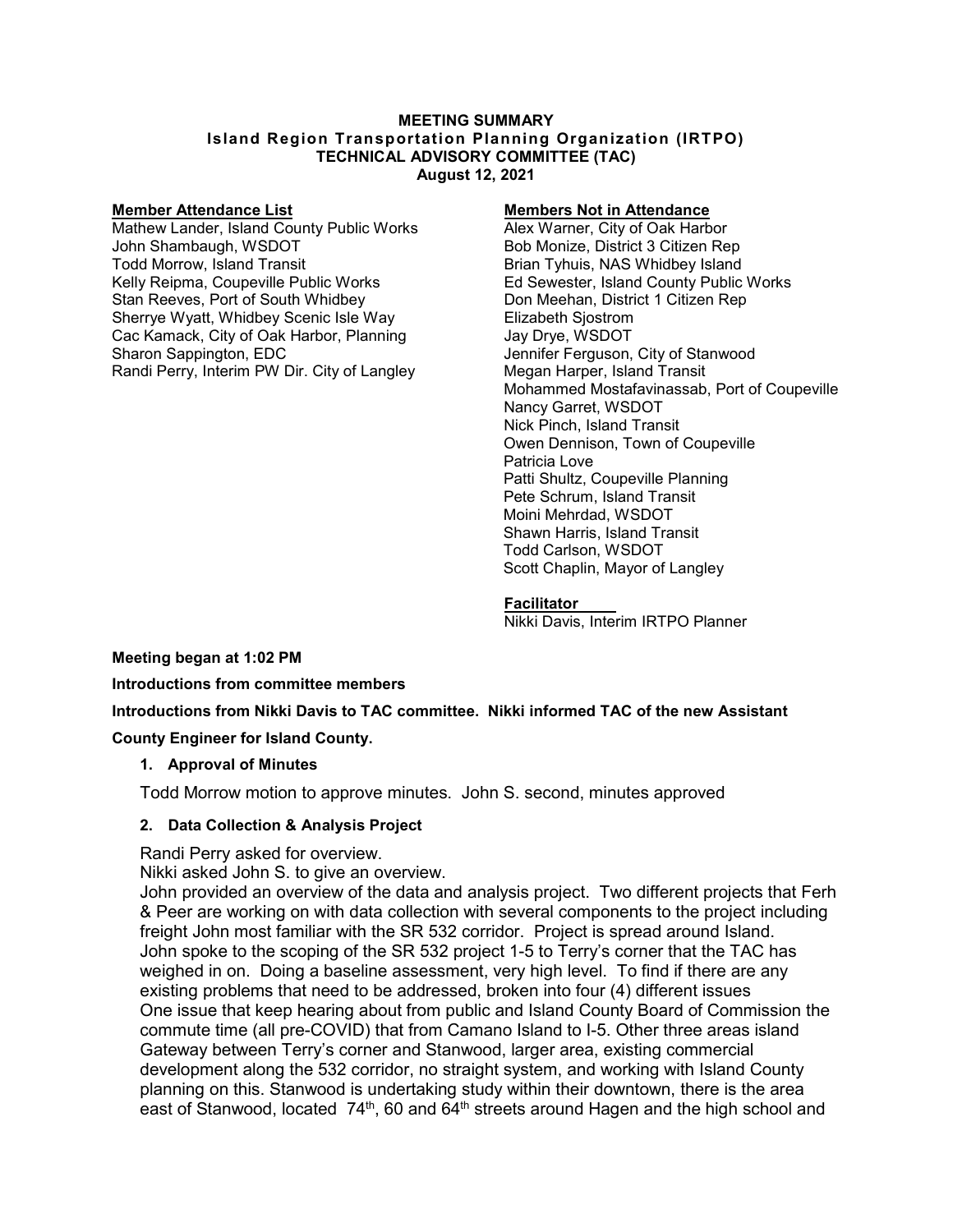**MEETING SUMMARY**
**Island Region Transportation Planning Organization (IRTPO)**
**TECHNICAL ADVISORY COMMITTEE (TAC)**
**August 12, 2021**

**Member Attendance List**

Mathew Lander, Island County Public Works
John Shambaugh, WSDOT
Todd Morrow, Island Transit
Kelly Reipma, Coupeville Public Works
Stan Reeves, Port of South Whidbey
Sherrye Wyatt, Whidbey Scenic Isle Way
Cac Kamack, City of Oak Harbor, Planning
Sharon Sappington, EDC
Randi Perry, Interim PW Dir. City of Langley

**Members Not in Attendance**

Alex Warner, City of Oak Harbor
Bob Monize, District 3 Citizen Rep
Brian Tyhuis, NAS Whidbey Island
Ed Sewester, Island County Public Works
Don Meehan, District 1 Citizen Rep
Elizabeth Sjostrom
Jay Drye, WSDOT
Jennifer Ferguson, City of Stanwood
Megan Harper, Island Transit
Mohammed Mostafavinassab, Port of Coupeville
Nancy Garret, WSDOT
Nick Pinch, Island Transit
Owen Dennison, Town of Coupeville
Patricia Love
Patti Shultz, Coupeville Planning
Pete Schrum, Island Transit
Moini Mehrdad, WSDOT
Shawn Harris, Island Transit
Todd Carlson, WSDOT
Scott Chaplin, Mayor of Langley

**Facilitator**

Nikki Davis, Interim IRTPO Planner

**Meeting began at 1:02 PM**

**Introductions from committee members**

**Introductions from Nikki Davis to TAC committee. Nikki informed TAC of the new Assistant County Engineer for Island County.**

1. **Approval of Minutes**

   Todd Morrow motion to approve minutes. John S. second, minutes approved

2. **Data Collection & Analysis Project**

   Randi Perry asked for overview.
   Nikki asked John S. to give an overview.
   John provided an overview of the data and analysis project. Two different projects that Ferh & Peer are working on with data collection with several components to the project including freight John most familiar with the SR 532 corridor. Project is spread around Island. John spoke to the scoping of the SR 532 project 1-5 to Terry's corner that the TAC has weighed in on. Doing a baseline assessment, very high level. To find if there are any existing problems that need to be addressed, broken into four (4) different issues One issue that keep hearing about from public and Island County Board of Commission the commute time (all pre-COVID) that from Camano Island to I-5. Other three areas island Gateway between Terry's corner and Stanwood, larger area, existing commercial development along the 532 corridor, no straight system, and working with Island County planning on this. Stanwood is undertaking study within their downtown, there is the area east of Stanwood, located 74th, 60 and 64th streets around Hagen and the high school and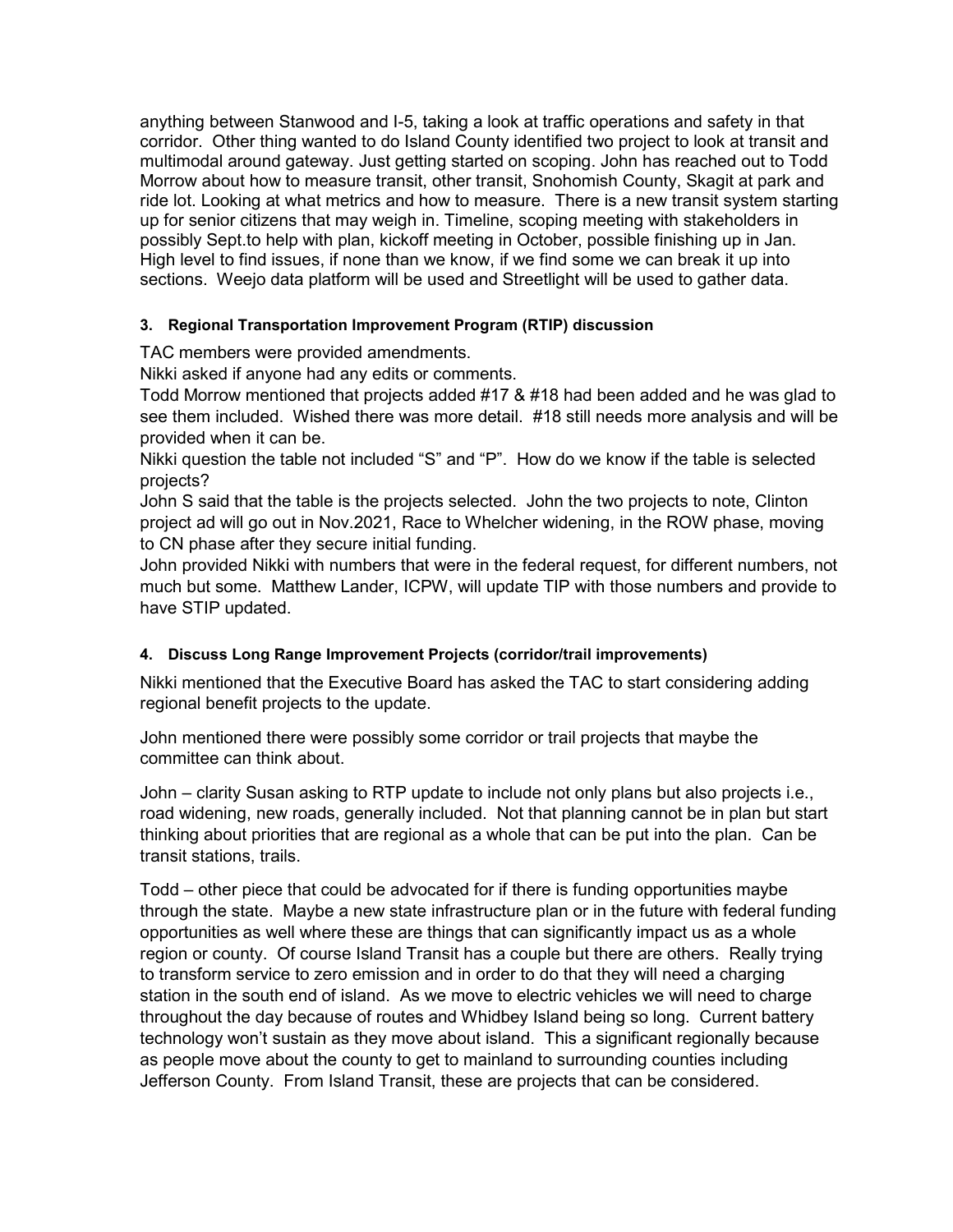anything between Stanwood and I-5, taking a look at traffic operations and safety in that corridor. Other thing wanted to do Island County identified two project to look at transit and multimodal around gateway. Just getting started on scoping. John has reached out to Todd Morrow about how to measure transit, other transit, Snohomish County, Skagit at park and ride lot. Looking at what metrics and how to measure. There is a new transit system starting up for senior citizens that may weigh in. Timeline, scoping meeting with stakeholders in possibly Sept.to help with plan, kickoff meeting in October, possible finishing up in Jan. High level to find issues, if none than we know, if we find some we can break it up into sections. Weejo data platform will be used and Streetlight will be used to gather data.

#### 3. Regional Transportation Improvement Program (RTIP) discussion

TAC members were provided amendments.

Nikki asked if anyone had any edits or comments.

Todd Morrow mentioned that projects added #17 & #18 had been added and he was glad to see them included. Wished there was more detail. #18 still needs more analysis and will be provided when it can be.

Nikki question the table not included "S" and "P". How do we know if the table is selected projects?

John S said that the table is the projects selected. John the two projects to note, Clinton project ad will go out in Nov.2021, Race to Whelcher widening, in the ROW phase, moving to CN phase after they secure initial funding.

John provided Nikki with numbers that were in the federal request, for different numbers, not much but some. Matthew Lander, ICPW, will update TIP with those numbers and provide to have STIP updated.

#### 4. Discuss Long Range Improvement Projects (corridor/trail improvements)

Nikki mentioned that the Executive Board has asked the TAC to start considering adding regional benefit projects to the update.

John mentioned there were possibly some corridor or trail projects that maybe the committee can think about.

John – clarity Susan asking to RTP update to include not only plans but also projects i.e., road widening, new roads, generally included. Not that planning cannot be in plan but start thinking about priorities that are regional as a whole that can be put into the plan. Can be transit stations, trails.

Todd – other piece that could be advocated for if there is funding opportunities maybe through the state. Maybe a new state infrastructure plan or in the future with federal funding opportunities as well where these are things that can significantly impact us as a whole region or county. Of course Island Transit has a couple but there are others. Really trying to transform service to zero emission and in order to do that they will need a charging station in the south end of island. As we move to electric vehicles we will need to charge throughout the day because of routes and Whidbey Island being so long. Current battery technology won't sustain as they move about island. This a significant regionally because as people move about the county to get to mainland to surrounding counties including Jefferson County. From Island Transit, these are projects that can be considered.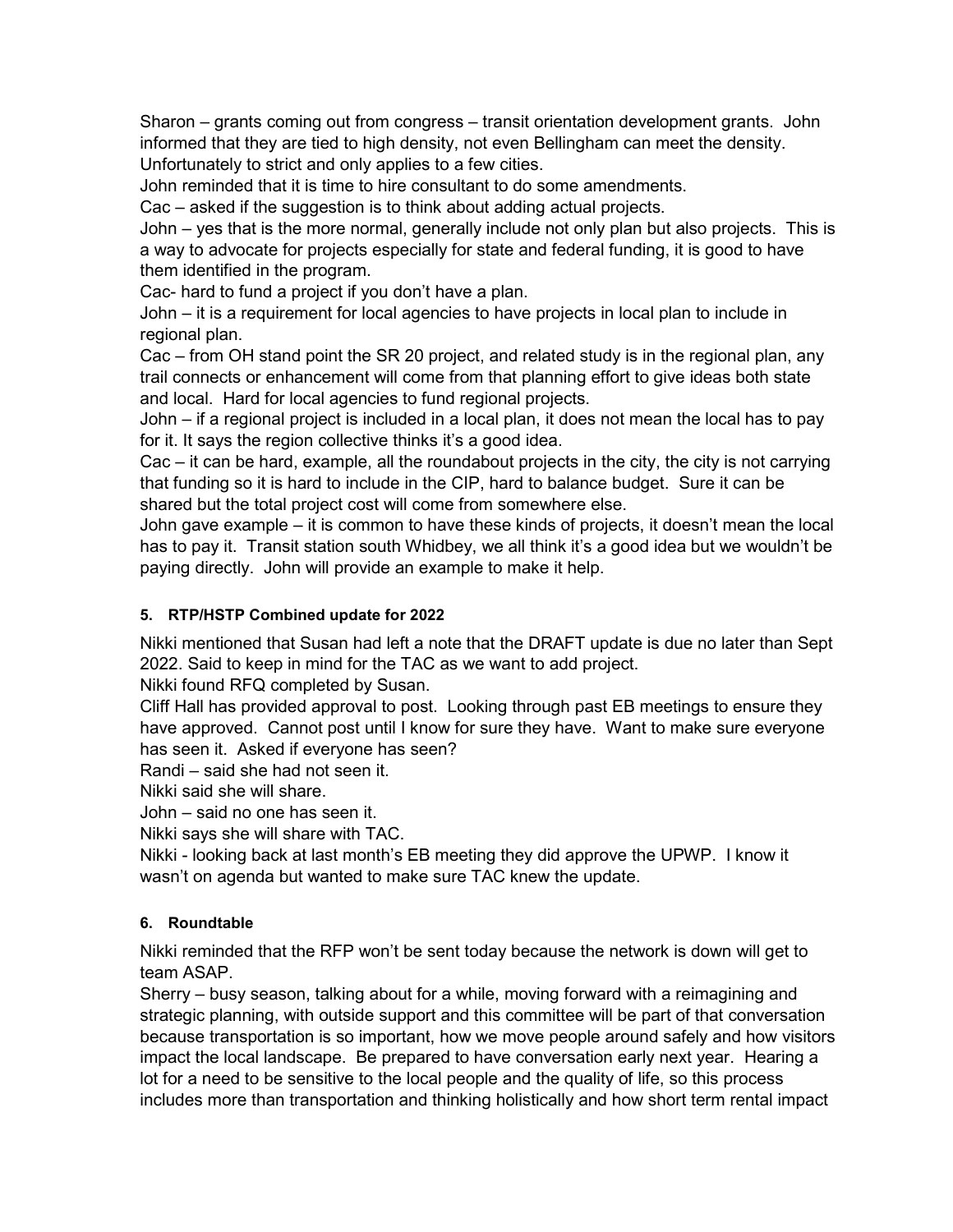Sharon – grants coming out from congress – transit orientation development grants. John informed that they are tied to high density, not even Bellingham can meet the density. Unfortunately to strict and only applies to a few cities.

John reminded that it is time to hire consultant to do some amendments.

Cac – asked if the suggestion is to think about adding actual projects.

John – yes that is the more normal, generally include not only plan but also projects. This is a way to advocate for projects especially for state and federal funding, it is good to have them identified in the program.

Cac- hard to fund a project if you don't have a plan.

John – it is a requirement for local agencies to have projects in local plan to include in regional plan.

Cac – from OH stand point the SR 20 project, and related study is in the regional plan, any trail connects or enhancement will come from that planning effort to give ideas both state and local. Hard for local agencies to fund regional projects.

John – if a regional project is included in a local plan, it does not mean the local has to pay for it. It says the region collective thinks it's a good idea.

Cac – it can be hard, example, all the roundabout projects in the city, the city is not carrying that funding so it is hard to include in the CIP, hard to balance budget. Sure it can be shared but the total project cost will come from somewhere else.

John gave example – it is common to have these kinds of projects, it doesn't mean the local has to pay it. Transit station south Whidbey, we all think it's a good idea but we wouldn't be paying directly. John will provide an example to make it help.

#### 5. RTP/HSTP Combined update for 2022

Nikki mentioned that Susan had left a note that the DRAFT update is due no later than Sept 2022. Said to keep in mind for the TAC as we want to add project.

Nikki found RFQ completed by Susan.

Cliff Hall has provided approval to post. Looking through past EB meetings to ensure they have approved. Cannot post until I know for sure they have. Want to make sure everyone has seen it. Asked if everyone has seen?

Randi – said she had not seen it.

Nikki said she will share.

John – said no one has seen it.

Nikki says she will share with TAC.

Nikki - looking back at last month's EB meeting they did approve the UPWP. I know it wasn't on agenda but wanted to make sure TAC knew the update.

#### 6. Roundtable

Nikki reminded that the RFP won't be sent today because the network is down will get to team ASAP.

Sherry – busy season, talking about for a while, moving forward with a reimagining and strategic planning, with outside support and this committee will be part of that conversation because transportation is so important, how we move people around safely and how visitors impact the local landscape. Be prepared to have conversation early next year. Hearing a lot for a need to be sensitive to the local people and the quality of life, so this process includes more than transportation and thinking holistically and how short term rental impact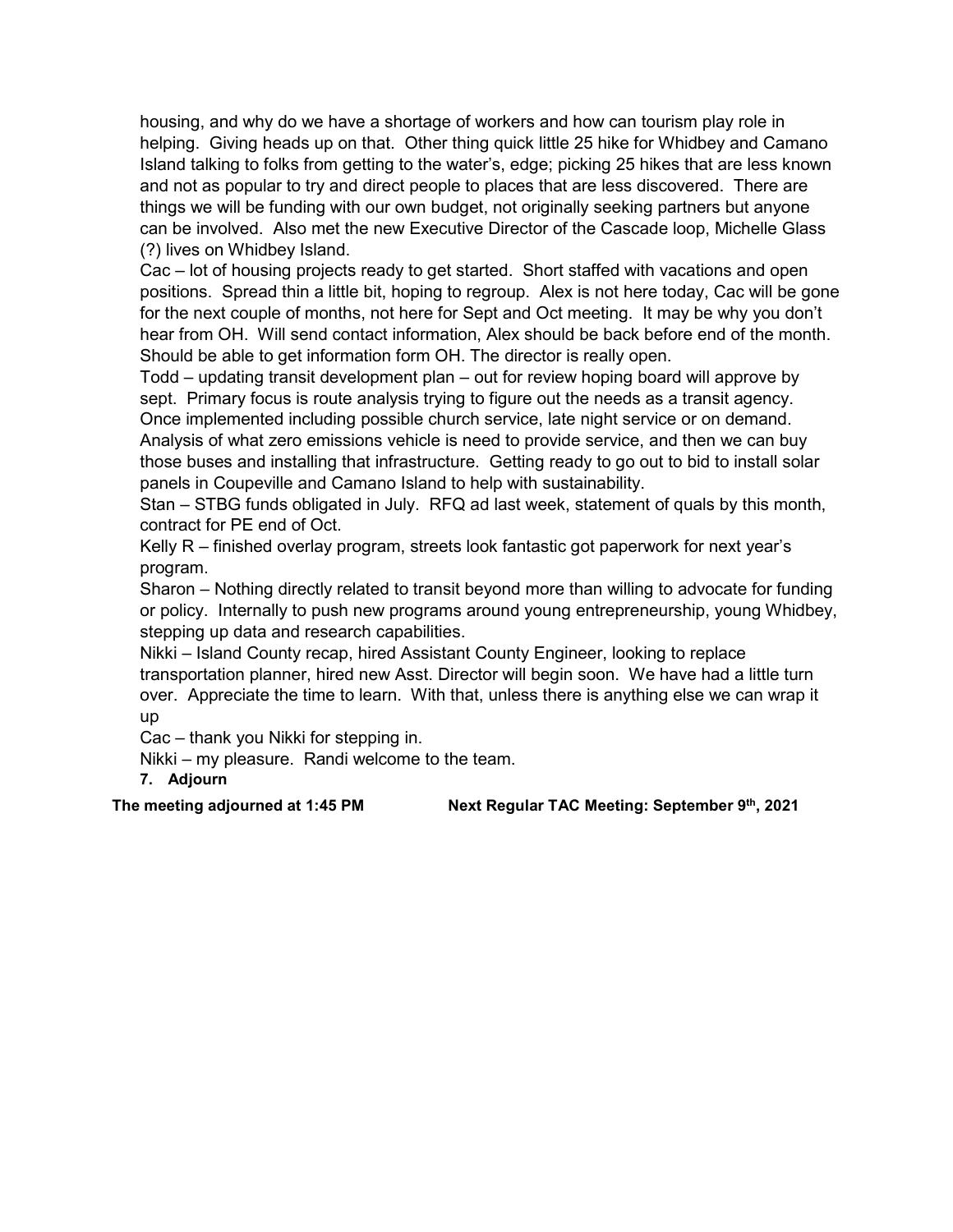housing, and why do we have a shortage of workers and how can tourism play role in helping. Giving heads up on that. Other thing quick little 25 hike for Whidbey and Camano Island talking to folks from getting to the water's, edge; picking 25 hikes that are less known and not as popular to try and direct people to places that are less discovered. There are things we will be funding with our own budget, not originally seeking partners but anyone can be involved. Also met the new Executive Director of the Cascade loop, Michelle Glass (?) lives on Whidbey Island.

Cac – lot of housing projects ready to get started. Short staffed with vacations and open positions. Spread thin a little bit, hoping to regroup. Alex is not here today, Cac will be gone for the next couple of months, not here for Sept and Oct meeting. It may be why you don't hear from OH. Will send contact information, Alex should be back before end of the month. Should be able to get information form OH. The director is really open.

Todd – updating transit development plan – out for review hoping board will approve by sept. Primary focus is route analysis trying to figure out the needs as a transit agency. Once implemented including possible church service, late night service or on demand. Analysis of what zero emissions vehicle is need to provide service, and then we can buy those buses and installing that infrastructure. Getting ready to go out to bid to install solar panels in Coupeville and Camano Island to help with sustainability.

Stan – STBG funds obligated in July. RFQ ad last week, statement of quals by this month, contract for PE end of Oct.

Kelly R – finished overlay program, streets look fantastic got paperwork for next year's program.

Sharon – Nothing directly related to transit beyond more than willing to advocate for funding or policy. Internally to push new programs around young entrepreneurship, young Whidbey, stepping up data and research capabilities.

Nikki – Island County recap, hired Assistant County Engineer, looking to replace transportation planner, hired new Asst. Director will begin soon. We have had a little turn over. Appreciate the time to learn. With that, unless there is anything else we can wrap it up

Cac – thank you Nikki for stepping in.

Nikki – my pleasure. Randi welcome to the team.

**7. Adjourn**

**The meeting adjourned at 1:45 PM** **Next Regular TAC Meeting: September 9th, 2021**